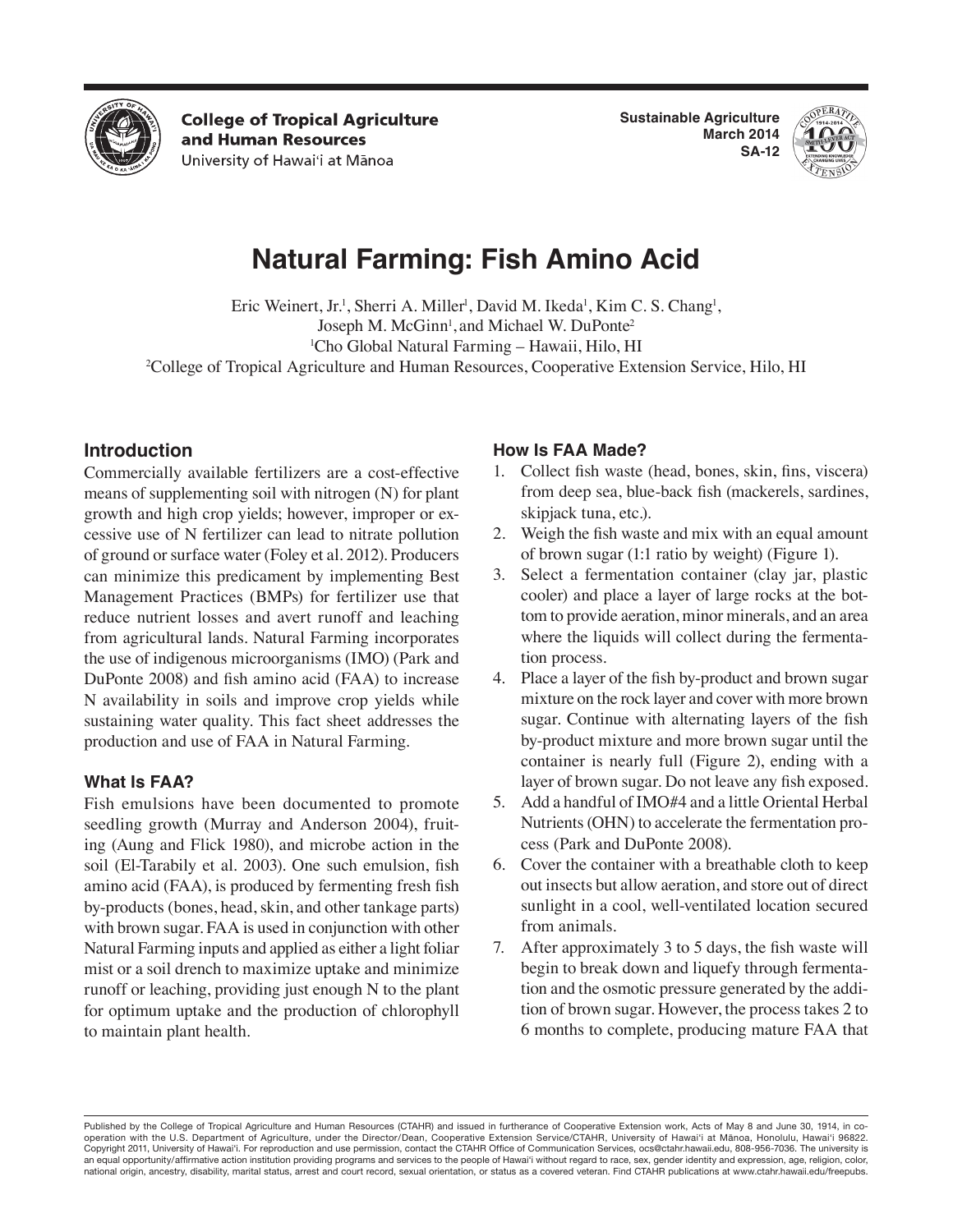College of Tropical Agriculture and Human Resources
University of Hawai'i at Mānoa

Sustainable Agriculture
March 2014
SA-12

# Natural Farming: Fish Amino Acid

Eric Weinert, Jr.[1], Sherri A. Miller[1], David M. Ikeda[1], Kim C. S. Chang[1], Joseph M. McGinn[1], and Michael W. DuPonte[2]

[1]Cho Global Natural Farming – Hawaii, Hilo, HI

[2]College of Tropical Agriculture and Human Resources, Cooperative Extension Service, Hilo, HI

## Introduction

Commercially available fertilizers are a cost-effective means of supplementing soil with nitrogen (N) for plant growth and high crop yields; however, improper or excessive use of N fertilizer can lead to nitrate pollution of ground or surface water (Foley et al. 2012). Producers can minimize this predicament by implementing Best Management Practices (BMPs) for fertilizer use that reduce nutrient losses and avert runoff and leaching from agricultural lands. Natural Farming incorporates the use of indigenous microorganisms (IMO) (Park and DuPonte 2008) and fish amino acid (FAA) to increase N availability in soils and improve crop yields while sustaining water quality. This fact sheet addresses the production and use of FAA in Natural Farming.

## What Is FAA?

Fish emulsions have been documented to promote seedling growth (Murray and Anderson 2004), fruiting (Aung and Flick 1980), and microbe action in the soil (El-Tarabily et al. 2003). One such emulsion, fish amino acid (FAA), is produced by fermenting fresh fish by-products (bones, head, skin, and other tankage parts) with brown sugar. FAA is used in conjunction with other Natural Farming inputs and applied as either a light foliar mist or a soil drench to maximize uptake and minimize runoff or leaching, providing just enough N to the plant for optimum uptake and the production of chlorophyll to maintain plant health.

## How Is FAA Made?

1. Collect fish waste (head, bones, skin, fins, viscera) from deep sea, blue-back fish (mackerels, sardines, skipjack tuna, etc.).
2. Weigh the fish waste and mix with an equal amount of brown sugar (1:1 ratio by weight) (Figure 1).
3. Select a fermentation container (clay jar, plastic cooler) and place a layer of large rocks at the bottom to provide aeration, minor minerals, and an area where the liquids will collect during the fermentation process.
4. Place a layer of the fish by-product and brown sugar mixture on the rock layer and cover with more brown sugar. Continue with alternating layers of the fish by-product mixture and more brown sugar until the container is nearly full (Figure 2), ending with a layer of brown sugar. Do not leave any fish exposed.
5. Add a handful of IMO#4 and a little Oriental Herbal Nutrients (OHN) to accelerate the fermentation process (Park and DuPonte 2008).
6. Cover the container with a breathable cloth to keep out insects but allow aeration, and store out of direct sunlight in a cool, well-ventilated location secured from animals.
7. After approximately 3 to 5 days, the fish waste will begin to break down and liquefy through fermentation and the osmotic pressure generated by the addition of brown sugar. However, the process takes 2 to 6 months to complete, producing mature FAA that

Published by the College of Tropical Agriculture and Human Resources (CTAHR) and issued in furtherance of Cooperative Extension work, Acts of May 8 and June 30, 1914, in cooperation with the U.S. Department of Agriculture, under the Director/Dean, Cooperative Extension Service/CTAHR, University of Hawai'i at Mānoa, Honolulu, Hawai'i 96822. Copyright 2011, University of Hawai'i. For reproduction and use permission, contact the CTAHR Office of Communication Services, ocs@ctahr.hawaii.edu, 808-956-7036. The university is an equal opportunity/affirmative action institution providing programs and services to the people of Hawai'i without regard to race, sex, gender identity and expression, age, religion, color, national origin, ancestry, disability, marital status, arrest and court record, sexual orientation, or status as a covered veteran. Find CTAHR publications at www.ctahr.hawaii.edu/freepubs.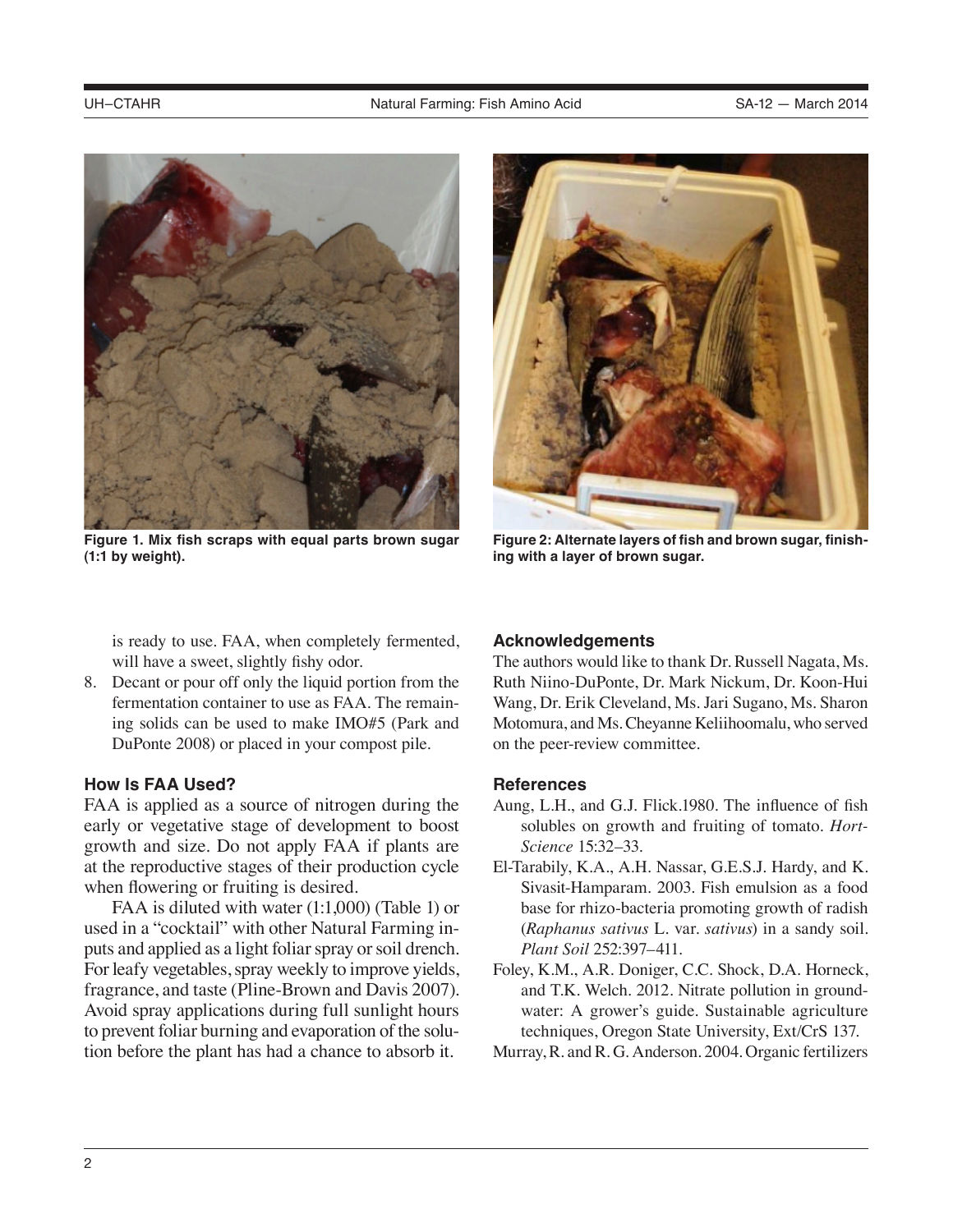Figure 1. Mix fish scraps with equal parts brown sugar (1:1 by weight).

Figure 2: Alternate layers of fish and brown sugar, finishing with a layer of brown sugar.

is ready to use. FAA, when completely fermented, will have a sweet, slightly fishy odor.

8. Decant or pour off only the liquid portion from the fermentation container to use as FAA. The remaining solids can be used to make IMO#5 (Park and DuPonte 2008) or placed in your compost pile.

### How Is FAA Used?

FAA is applied as a source of nitrogen during the early or vegetative stage of development to boost growth and size. Do not apply FAA if plants are at the reproductive stages of their production cycle when flowering or fruiting is desired.

FAA is diluted with water (1:1,000) (Table 1) or used in a "cocktail" with other Natural Farming inputs and applied as a light foliar spray or soil drench. For leafy vegetables, spray weekly to improve yields, fragrance, and taste (Pline-Brown and Davis 2007). Avoid spray applications during full sunlight hours to prevent foliar burning and evaporation of the solution before the plant has had a chance to absorb it.

### Acknowledgements

The authors would like to thank Dr. Russell Nagata, Ms. Ruth Niino-DuPonte, Dr. Mark Nickum, Dr. Koon-Hui Wang, Dr. Erik Cleveland, Ms. Jari Sugano, Ms. Sharon Motomura, and Ms. Cheyanne Keliihoomalu, who served on the peer-review committee.

### References

Aung, L.H., and G.J. Flick.1980. The influence of fish solubles on growth and fruiting of tomato. *HortScience* 15:32–33.

El-Tarabily, K.A., A.H. Nassar, G.E.S.J. Hardy, and K. Sivasit-Hamparam. 2003. Fish emulsion as a food base for rhizo-bacteria promoting growth of radish (*Raphanus sativus* L. var. *sativus*) in a sandy soil. *Plant Soil* 252:397–411.

Foley, K.M., A.R. Doniger, C.C. Shock, D.A. Horneck, and T.K. Welch. 2012. Nitrate pollution in groundwater: A grower's guide. Sustainable agriculture techniques, Oregon State University, Ext/CrS 137.

Murray, R. and R. G. Anderson. 2004. Organic fertilizers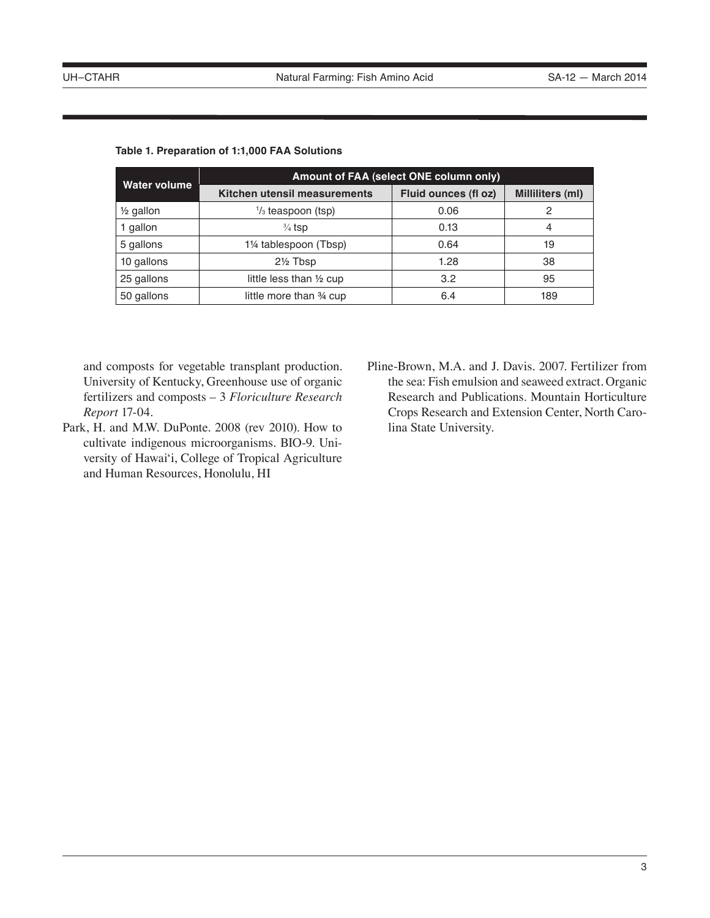**Table 1. Preparation of 1:1,000 FAA Solutions**

| Water volume | Amount of FAA (select ONE column only) | | |
|---|---|---|---|
| | Kitchen utensil measurements | Fluid ounces (fl oz) | Milliliters (ml) |
| ½ gallon | ⅓ teaspoon (tsp) | 0.06 | 2 |
| 1 gallon | ¾ tsp | 0.13 | 4 |
| 5 gallons | 1¼ tablespoon (Tbsp) | 0.64 | 19 |
| 10 gallons | 2½ Tbsp | 1.28 | 38 |
| 25 gallons | little less than ½ cup | 3.2 | 95 |
| 50 gallons | little more than ¾ cup | 6.4 | 189 |

and composts for vegetable transplant production. University of Kentucky, Greenhouse use of organic fertilizers and composts – 3 *Floriculture Research Report* 17-04.

Park, H. and M.W. DuPonte. 2008 (rev 2010). How to cultivate indigenous microorganisms. BIO-9. University of Hawai'i, College of Tropical Agriculture and Human Resources, Honolulu, HI

Pline-Brown, M.A. and J. Davis. 2007. Fertilizer from the sea: Fish emulsion and seaweed extract. Organic Research and Publications. Mountain Horticulture Crops Research and Extension Center, North Carolina State University.